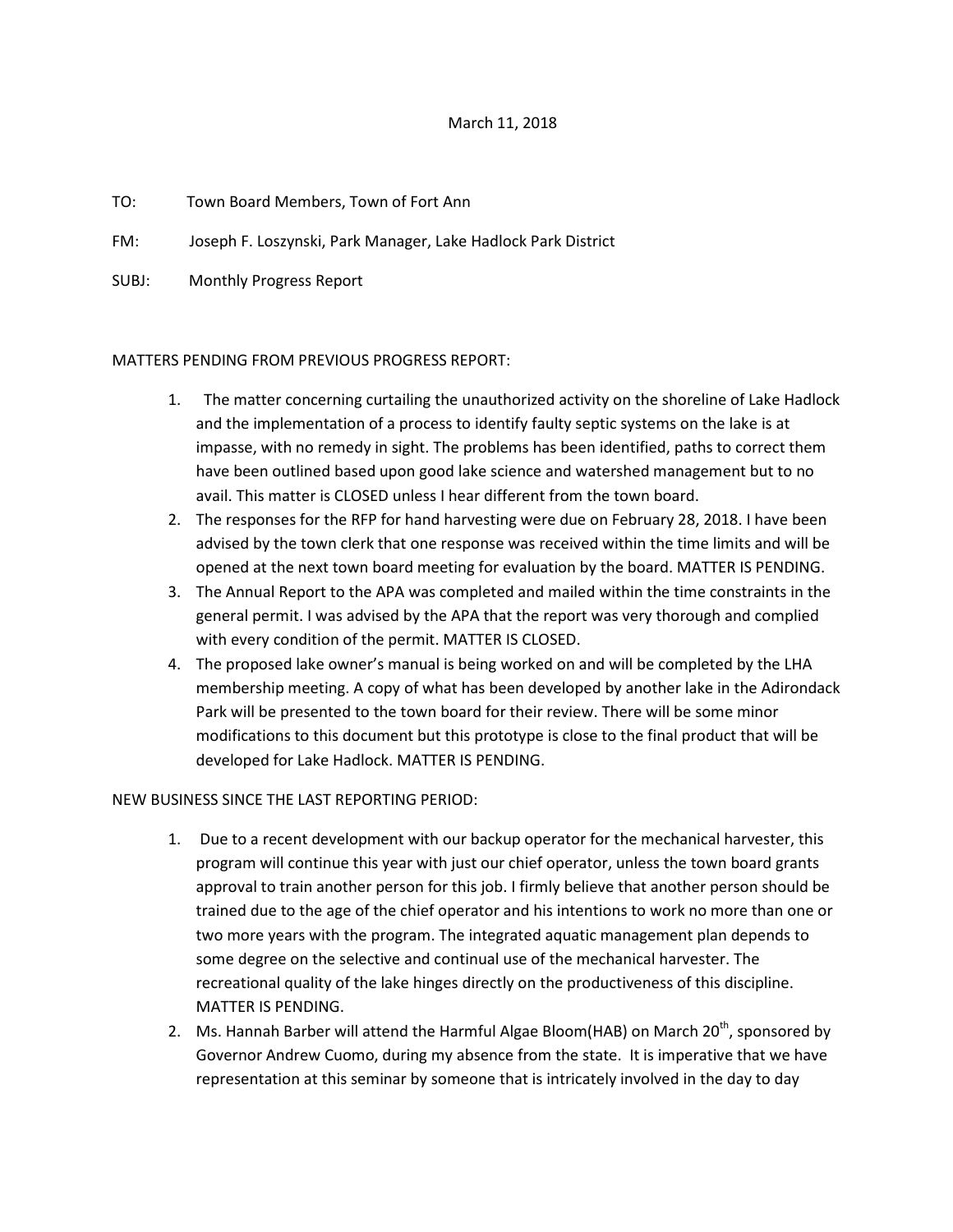March 11, 2018

TO: Town Board Members, Town of Fort Ann

FM: Joseph F. Loszynski, Park Manager, Lake Hadlock Park District

SUBJ: Monthly Progress Report

MATTERS PENDING FROM PREVIOUS PROGRESS REPORT:

1. The matter concerning curtailing the unauthorized activity on the shoreline of Lake Hadlock and the implementation of a process to identify faulty septic systems on the lake is at impasse, with no remedy in sight. The problems has been identified, paths to correct them have been outlined based upon good lake science and watershed management but to no avail. This matter is CLOSED unless I hear different from the town board.
2. The responses for the RFP for hand harvesting were due on February 28, 2018. I have been advised by the town clerk that one response was received within the time limits and will be opened at the next town board meeting for evaluation by the board. MATTER IS PENDING.
3. The Annual Report to the APA was completed and mailed within the time constraints in the general permit. I was advised by the APA that the report was very thorough and complied with every condition of the permit. MATTER IS CLOSED.
4. The proposed lake owner's manual is being worked on and will be completed by the LHA membership meeting. A copy of what has been developed by another lake in the Adirondack Park will be presented to the town board for their review. There will be some minor modifications to this document but this prototype is close to the final product that will be developed for Lake Hadlock. MATTER IS PENDING.

NEW BUSINESS SINCE THE LAST REPORTING PERIOD:

1. Due to a recent development with our backup operator for the mechanical harvester, this program will continue this year with just our chief operator, unless the town board grants approval to train another person for this job. I firmly believe that another person should be trained due to the age of the chief operator and his intentions to work no more than one or two more years with the program. The integrated aquatic management plan depends to some degree on the selective and continual use of the mechanical harvester. The recreational quality of the lake hinges directly on the productiveness of this discipline. MATTER IS PENDING.
2. Ms. Hannah Barber will attend the Harmful Algae Bloom(HAB) on March 20th, sponsored by Governor Andrew Cuomo, during my absence from the state. It is imperative that we have representation at this seminar by someone that is intricately involved in the day to day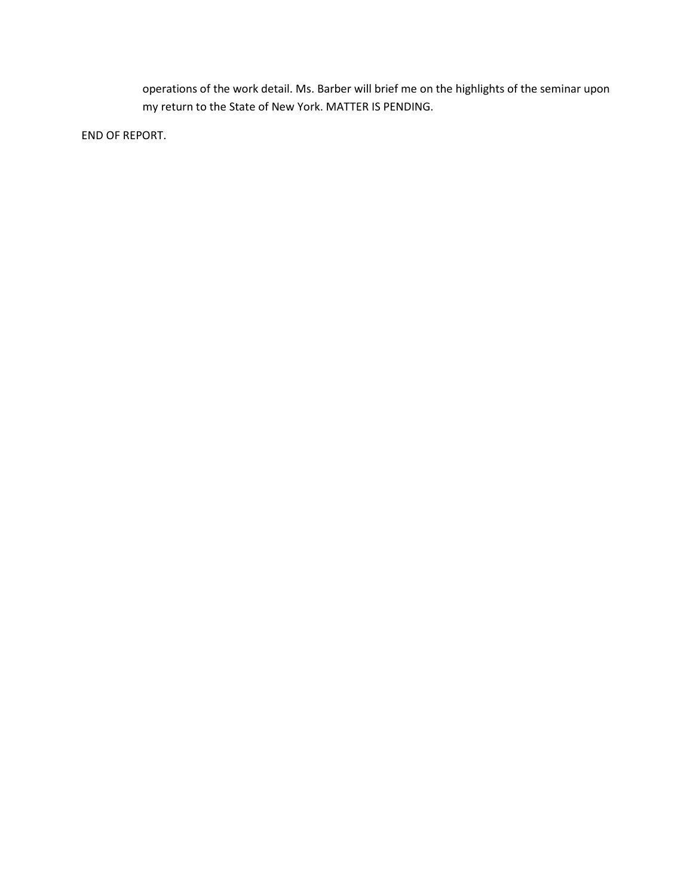operations of the work detail. Ms. Barber will brief me on the highlights of the seminar upon my return to the State of New York. MATTER IS PENDING.

END OF REPORT.